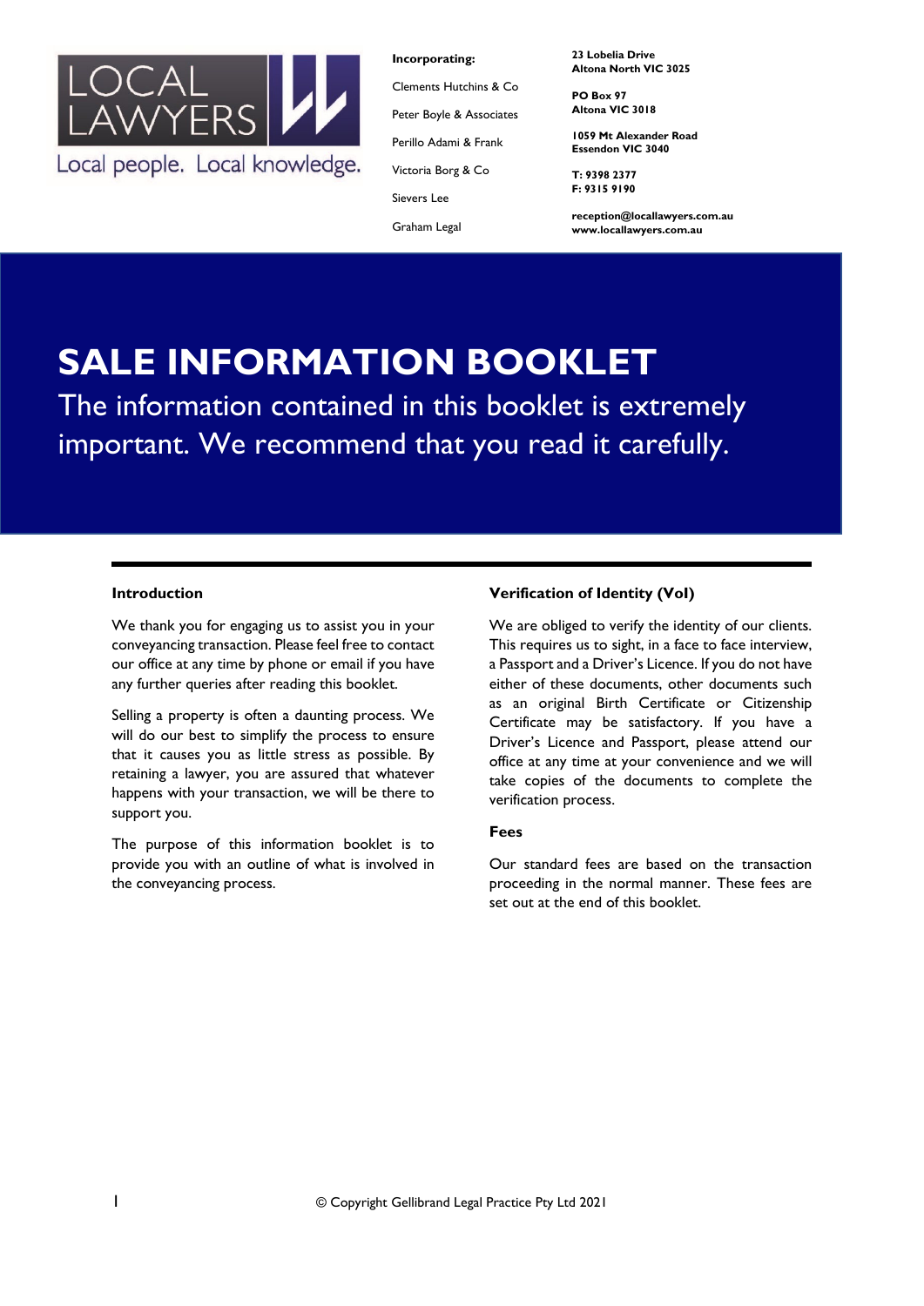LOCAL LAWYERS

Local people. Local knowledge.

**Incorporating:**

Clements Hutchins & Co

Peter Boyle & Associates

Perillo Adami & Frank

Victoria Borg & Co

Sievers Lee

Graham Legal

**23 Lobelia Drive**
**Altona North VIC 3025**

**PO Box 97**
**Altona VIC 3018**

**1059 Mt Alexander Road**
**Essendon VIC 3040**

**T: 9398 2377**
**F: 9315 9190**

**reception@locallawyers.com.au**
**www.locallawyers.com.au**

# SALE INFORMATION BOOKLET

The information contained in this booklet is extremely important. We recommend that you read it carefully.

### Introduction

We thank you for engaging us to assist you in your conveyancing transaction. Please feel free to contact our office at any time by phone or email if you have any further queries after reading this booklet.

Selling a property is often a daunting process. We will do our best to simplify the process to ensure that it causes you as little stress as possible. By retaining a lawyer, you are assured that whatever happens with your transaction, we will be there to support you.

The purpose of this information booklet is to provide you with an outline of what is involved in the conveyancing process.

### Verification of Identity (VoI)

We are obliged to verify the identity of our clients. This requires us to sight, in a face to face interview, a Passport and a Driver's Licence. If you do not have either of these documents, other documents such as an original Birth Certificate or Citizenship Certificate may be satisfactory. If you have a Driver's Licence and Passport, please attend our office at any time at your convenience and we will take copies of the documents to complete the verification process.

### Fees

Our standard fees are based on the transaction proceeding in the normal manner. These fees are set out at the end of this booklet.

© Copyright Gellibrand Legal Practice Pty Ltd 2021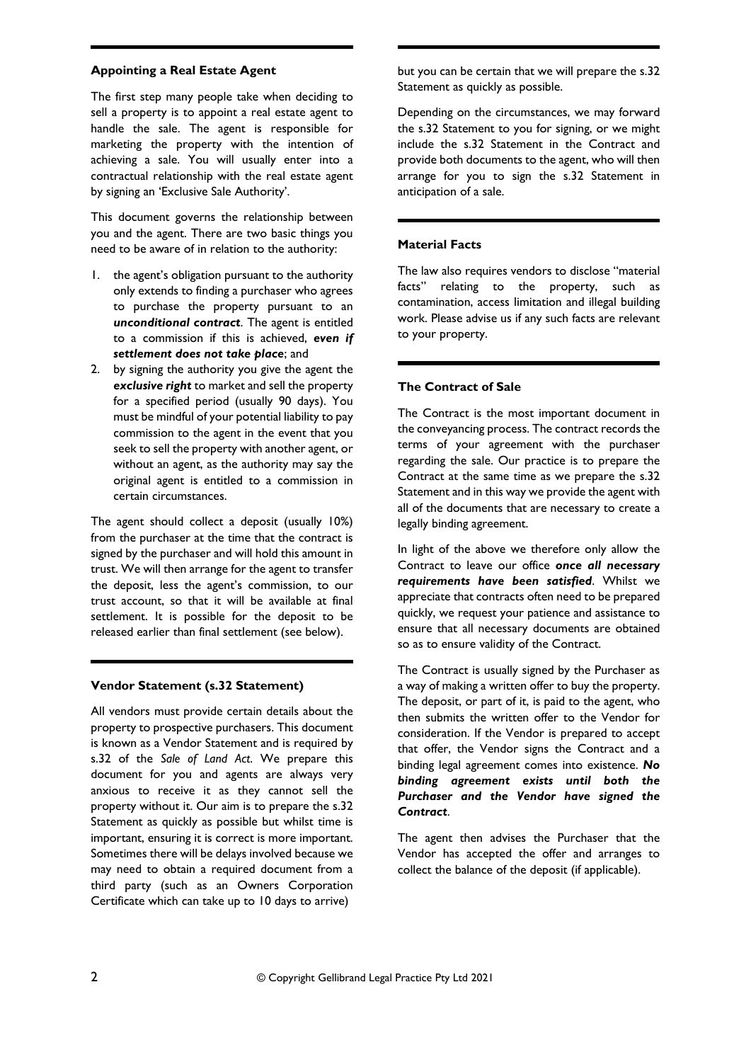## Appointing a Real Estate Agent

The first step many people take when deciding to sell a property is to appoint a real estate agent to handle the sale. The agent is responsible for marketing the property with the intention of achieving a sale. You will usually enter into a contractual relationship with the real estate agent by signing an 'Exclusive Sale Authority'.

This document governs the relationship between you and the agent. There are two basic things you need to be aware of in relation to the authority:

1. the agent's obligation pursuant to the authority only extends to finding a purchaser who agrees to purchase the property pursuant to an ***unconditional contract***. The agent is entitled to a commission if this is achieved, ***even if settlement does not take place***; and
2. by signing the authority you give the agent the ***exclusive right*** to market and sell the property for a specified period (usually 90 days). You must be mindful of your potential liability to pay commission to the agent in the event that you seek to sell the property with another agent, or without an agent, as the authority may say the original agent is entitled to a commission in certain circumstances.

The agent should collect a deposit (usually 10%) from the purchaser at the time that the contract is signed by the purchaser and will hold this amount in trust. We will then arrange for the agent to transfer the deposit, less the agent's commission, to our trust account, so that it will be available at final settlement. It is possible for the deposit to be released earlier than final settlement (see below).

## Vendor Statement (s.32 Statement)

All vendors must provide certain details about the property to prospective purchasers. This document is known as a Vendor Statement and is required by s.32 of the *Sale of Land Act*. We prepare this document for you and agents are always very anxious to receive it as they cannot sell the property without it. Our aim is to prepare the s.32 Statement as quickly as possible but whilst time is important, ensuring it is correct is more important. Sometimes there will be delays involved because we may need to obtain a required document from a third party (such as an Owners Corporation Certificate which can take up to 10 days to arrive) but you can be certain that we will prepare the s.32 Statement as quickly as possible.

Depending on the circumstances, we may forward the s.32 Statement to you for signing, or we might include the s.32 Statement in the Contract and provide both documents to the agent, who will then arrange for you to sign the s.32 Statement in anticipation of a sale.

## Material Facts

The law also requires vendors to disclose "material facts" relating to the property, such as contamination, access limitation and illegal building work. Please advise us if any such facts are relevant to your property.

## The Contract of Sale

The Contract is the most important document in the conveyancing process. The contract records the terms of your agreement with the purchaser regarding the sale. Our practice is to prepare the Contract at the same time as we prepare the s.32 Statement and in this way we provide the agent with all of the documents that are necessary to create a legally binding agreement.

In light of the above we therefore only allow the Contract to leave our office ***once all necessary requirements have been satisfied***. Whilst we appreciate that contracts often need to be prepared quickly, we request your patience and assistance to ensure that all necessary documents are obtained so as to ensure validity of the Contract.

The Contract is usually signed by the Purchaser as a way of making a written offer to buy the property. The deposit, or part of it, is paid to the agent, who then submits the written offer to the Vendor for consideration. If the Vendor is prepared to accept that offer, the Vendor signs the Contract and a binding legal agreement comes into existence. ***No binding agreement exists until both the Purchaser and the Vendor have signed the Contract***.

The agent then advises the Purchaser that the Vendor has accepted the offer and arranges to collect the balance of the deposit (if applicable).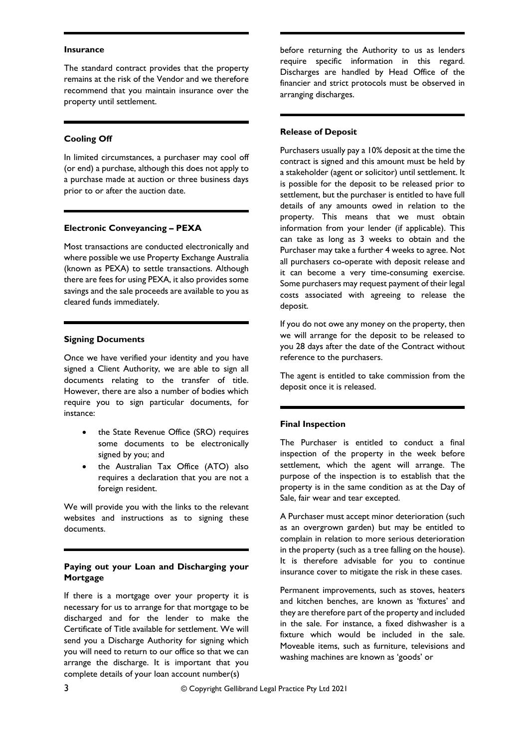### Insurance

The standard contract provides that the property remains at the risk of the Vendor and we therefore recommend that you maintain insurance over the property until settlement.

### Cooling Off

In limited circumstances, a purchaser may cool off (or end) a purchase, although this does not apply to a purchase made at auction or three business days prior to or after the auction date.

### Electronic Conveyancing – PEXA

Most transactions are conducted electronically and where possible we use Property Exchange Australia (known as PEXA) to settle transactions. Although there are fees for using PEXA, it also provides some savings and the sale proceeds are available to you as cleared funds immediately.

### Signing Documents

Once we have verified your identity and you have signed a Client Authority, we are able to sign all documents relating to the transfer of title. However, there are also a number of bodies which require you to sign particular documents, for instance:

- the State Revenue Office (SRO) requires some documents to be electronically signed by you; and
- the Australian Tax Office (ATO) also requires a declaration that you are not a foreign resident.

We will provide you with the links to the relevant websites and instructions as to signing these documents.

### Paying out your Loan and Discharging your Mortgage

If there is a mortgage over your property it is necessary for us to arrange for that mortgage to be discharged and for the lender to make the Certificate of Title available for settlement. We will send you a Discharge Authority for signing which you will need to return to our office so that we can arrange the discharge. It is important that you complete details of your loan account number(s) before returning the Authority to us as lenders require specific information in this regard. Discharges are handled by Head Office of the financier and strict protocols must be observed in arranging discharges.

### Release of Deposit

Purchasers usually pay a 10% deposit at the time the contract is signed and this amount must be held by a stakeholder (agent or solicitor) until settlement. It is possible for the deposit to be released prior to settlement, but the purchaser is entitled to have full details of any amounts owed in relation to the property. This means that we must obtain information from your lender (if applicable). This can take as long as 3 weeks to obtain and the Purchaser may take a further 4 weeks to agree. Not all purchasers co-operate with deposit release and it can become a very time-consuming exercise. Some purchasers may request payment of their legal costs associated with agreeing to release the deposit.

If you do not owe any money on the property, then we will arrange for the deposit to be released to you 28 days after the date of the Contract without reference to the purchasers.

The agent is entitled to take commission from the deposit once it is released.

### Final Inspection

The Purchaser is entitled to conduct a final inspection of the property in the week before settlement, which the agent will arrange. The purpose of the inspection is to establish that the property is in the same condition as at the Day of Sale, fair wear and tear excepted.

A Purchaser must accept minor deterioration (such as an overgrown garden) but may be entitled to complain in relation to more serious deterioration in the property (such as a tree falling on the house). It is therefore advisable for you to continue insurance cover to mitigate the risk in these cases.

Permanent improvements, such as stoves, heaters and kitchen benches, are known as 'fixtures' and they are therefore part of the property and included in the sale. For instance, a fixed dishwasher is a fixture which would be included in the sale. Moveable items, such as furniture, televisions and washing machines are known as 'goods' or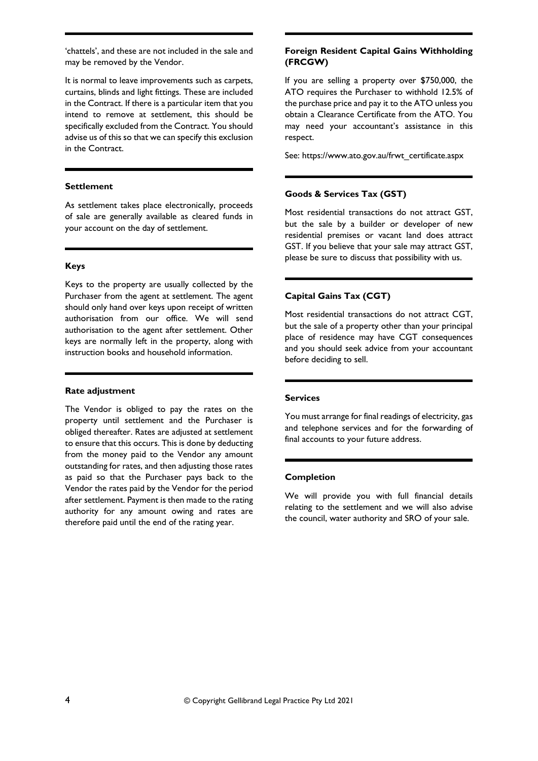'chattels', and these are not included in the sale and may be removed by the Vendor.

It is normal to leave improvements such as carpets, curtains, blinds and light fittings. These are included in the Contract. If there is a particular item that you intend to remove at settlement, this should be specifically excluded from the Contract. You should advise us of this so that we can specify this exclusion in the Contract.

### Settlement

As settlement takes place electronically, proceeds of sale are generally available as cleared funds in your account on the day of settlement.

### Keys

Keys to the property are usually collected by the Purchaser from the agent at settlement. The agent should only hand over keys upon receipt of written authorisation from our office. We will send authorisation to the agent after settlement. Other keys are normally left in the property, along with instruction books and household information.

### Rate adjustment

The Vendor is obliged to pay the rates on the property until settlement and the Purchaser is obliged thereafter. Rates are adjusted at settlement to ensure that this occurs. This is done by deducting from the money paid to the Vendor any amount outstanding for rates, and then adjusting those rates as paid so that the Purchaser pays back to the Vendor the rates paid by the Vendor for the period after settlement. Payment is then made to the rating authority for any amount owing and rates are therefore paid until the end of the rating year.

### Foreign Resident Capital Gains Withholding (FRCGW)

If you are selling a property over $750,000, the ATO requires the Purchaser to withhold 12.5% of the purchase price and pay it to the ATO unless you obtain a Clearance Certificate from the ATO. You may need your accountant's assistance in this respect.

See: https://www.ato.gov.au/frwt_certificate.aspx

### Goods & Services Tax (GST)

Most residential transactions do not attract GST, but the sale by a builder or developer of new residential premises or vacant land does attract GST. If you believe that your sale may attract GST, please be sure to discuss that possibility with us.

### Capital Gains Tax (CGT)

Most residential transactions do not attract CGT, but the sale of a property other than your principal place of residence may have CGT consequences and you should seek advice from your accountant before deciding to sell.

### Services

You must arrange for final readings of electricity, gas and telephone services and for the forwarding of final accounts to your future address.

### Completion

We will provide you with full financial details relating to the settlement and we will also advise the council, water authority and SRO of your sale.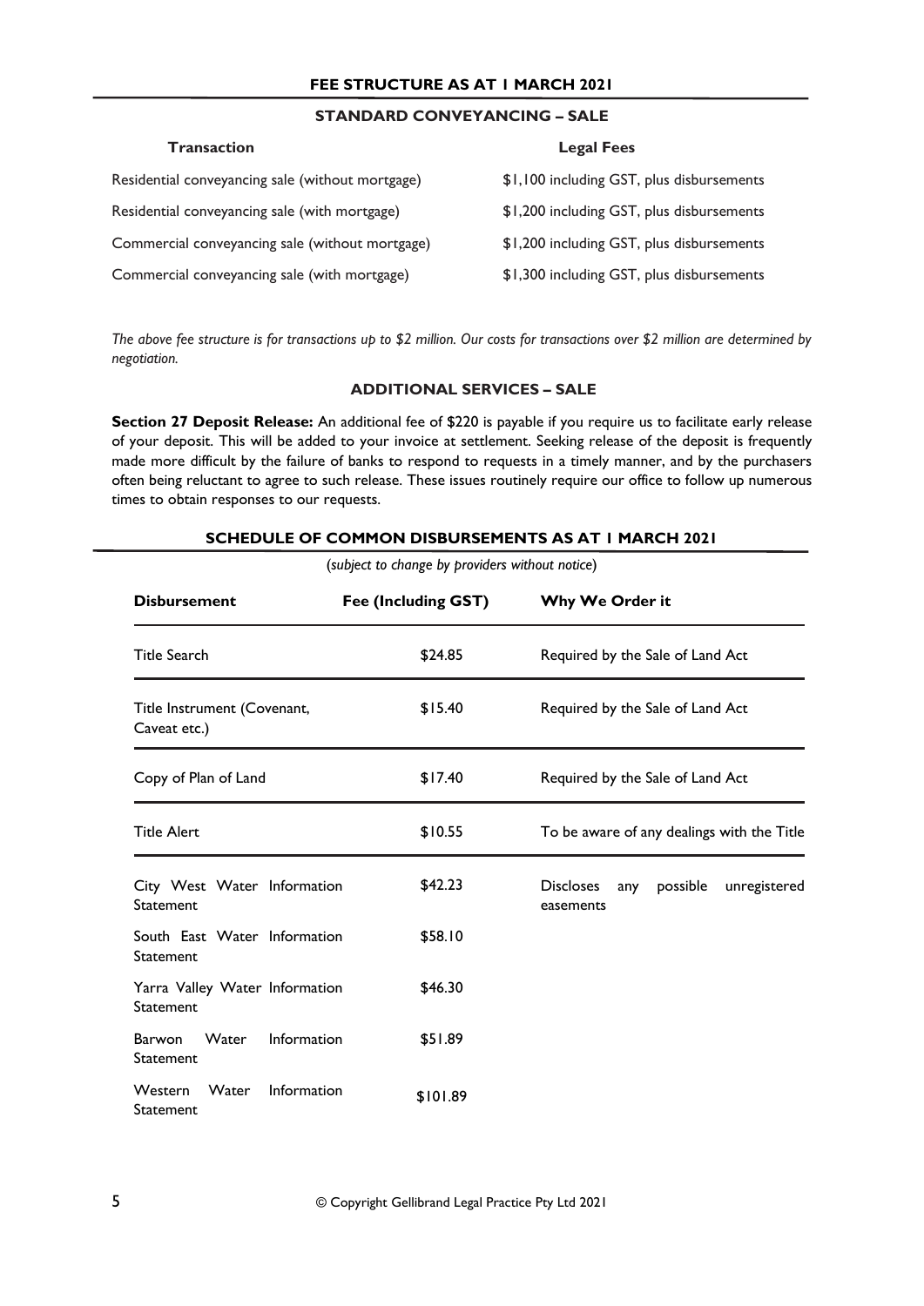## FEE STRUCTURE AS AT 1 MARCH 2021

### STANDARD CONVEYANCING – SALE

| Transaction | Legal Fees |
| --- | --- |
| Residential conveyancing sale (without mortgage) | $1,100 including GST, plus disbursements |
| Residential conveyancing sale (with mortgage) | $1,200 including GST, plus disbursements |
| Commercial conveyancing sale (without mortgage) | $1,200 including GST, plus disbursements |
| Commercial conveyancing sale (with mortgage) | $1,300 including GST, plus disbursements |

*The above fee structure is for transactions up to $2 million. Our costs for transactions over $2 million are determined by negotiation.*

### ADDITIONAL SERVICES – SALE

**Section 27 Deposit Release:** An additional fee of $220 is payable if you require us to facilitate early release of your deposit. This will be added to your invoice at settlement. Seeking release of the deposit is frequently made more difficult by the failure of banks to respond to requests in a timely manner, and by the purchasers often being reluctant to agree to such release. These issues routinely require our office to follow up numerous times to obtain responses to our requests.

## SCHEDULE OF COMMON DISBURSEMENTS AS AT 1 MARCH 2021

(*subject to change by providers without notice*)

| Disbursement | Fee (Including GST) | Why We Order it |
| --- | --- | --- |
| Title Search | $24.85 | Required by the Sale of Land Act |
| Title Instrument (Covenant, Caveat etc.) | $15.40 | Required by the Sale of Land Act |
| Copy of Plan of Land | $17.40 | Required by the Sale of Land Act |
| Title Alert | $10.55 | To be aware of any dealings with the Title |
| City West Water Information Statement | $42.23 | Discloses any possible unregistered easements |
| South East Water Information Statement | $58.10 | |
| Yarra Valley Water Information Statement | $46.30 | |
| Barwon Water Information Statement | $51.89 | |
| Western Water Information Statement | $101.89 | |

© Copyright Gellibrand Legal Practice Pty Ltd 2021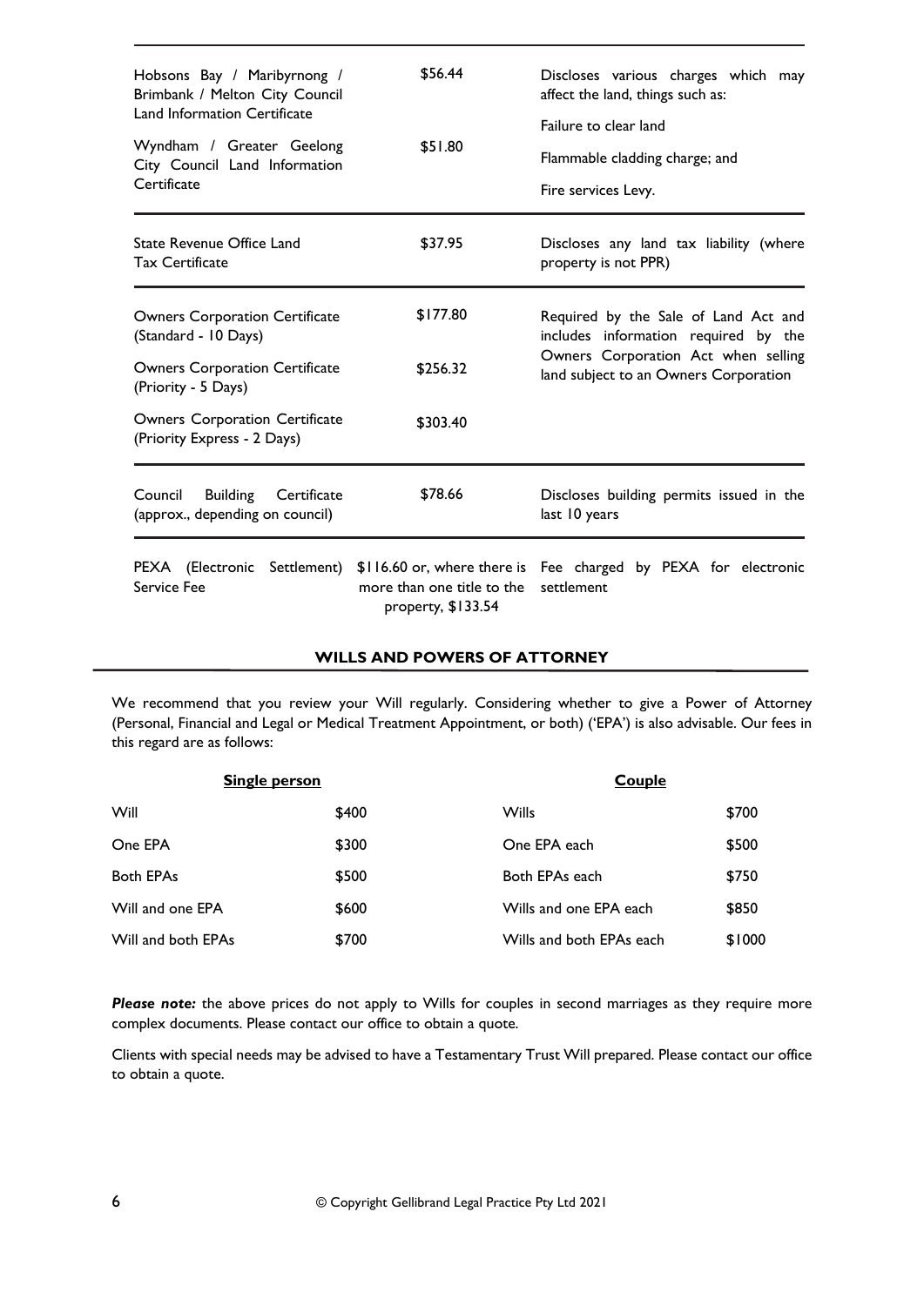| | | |
|---|---|---|
| Hobsons Bay / Maribyrnong / Brimbank / Melton City Council Land Information Certificate | $56.44 | Discloses various charges which may affect the land, things such as: |
| Wyndham / Greater Geelong City Council Land Information Certificate | $51.80 | Failure to clear land<br>Flammable cladding charge; and<br>Fire services Levy. |
| State Revenue Office Land Tax Certificate | $37.95 | Discloses any land tax liability (where property is not PPR) |
| Owners Corporation Certificate (Standard - 10 Days) | $177.80 | Required by the Sale of Land Act and includes information required by the Owners Corporation Act when selling land subject to an Owners Corporation |
| Owners Corporation Certificate (Priority - 5 Days) | $256.32 | |
| Owners Corporation Certificate (Priority Express - 2 Days) | $303.40 | |
| Council Building Certificate (approx., depending on council) | $78.66 | Discloses building permits issued in the last 10 years |
| PEXA (Electronic Settlement) Service Fee | $116.60 or, where there is more than one title to the property, $133.54 | Fee charged by PEXA for electronic settlement |

## WILLS AND POWERS OF ATTORNEY

We recommend that you review your Will regularly. Considering whether to give a Power of Attorney (Personal, Financial and Legal or Medical Treatment Appointment, or both) ('EPA') is also advisable. Our fees in this regard are as follows:

| **Single person** | | **Couple** | |
|---|---|---|---|
| Will | $400 | Wills | $700 |
| One EPA | $300 | One EPA each | $500 |
| Both EPAs | $500 | Both EPAs each | $750 |
| Will and one EPA | $600 | Wills and one EPA each | $850 |
| Will and both EPAs | $700 | Wills and both EPAs each | $1000 |

***Please note:*** the above prices do not apply to Wills for couples in second marriages as they require more complex documents. Please contact our office to obtain a quote.

Clients with special needs may be advised to have a Testamentary Trust Will prepared. Please contact our office to obtain a quote.

© Copyright Gellibrand Legal Practice Pty Ltd 2021